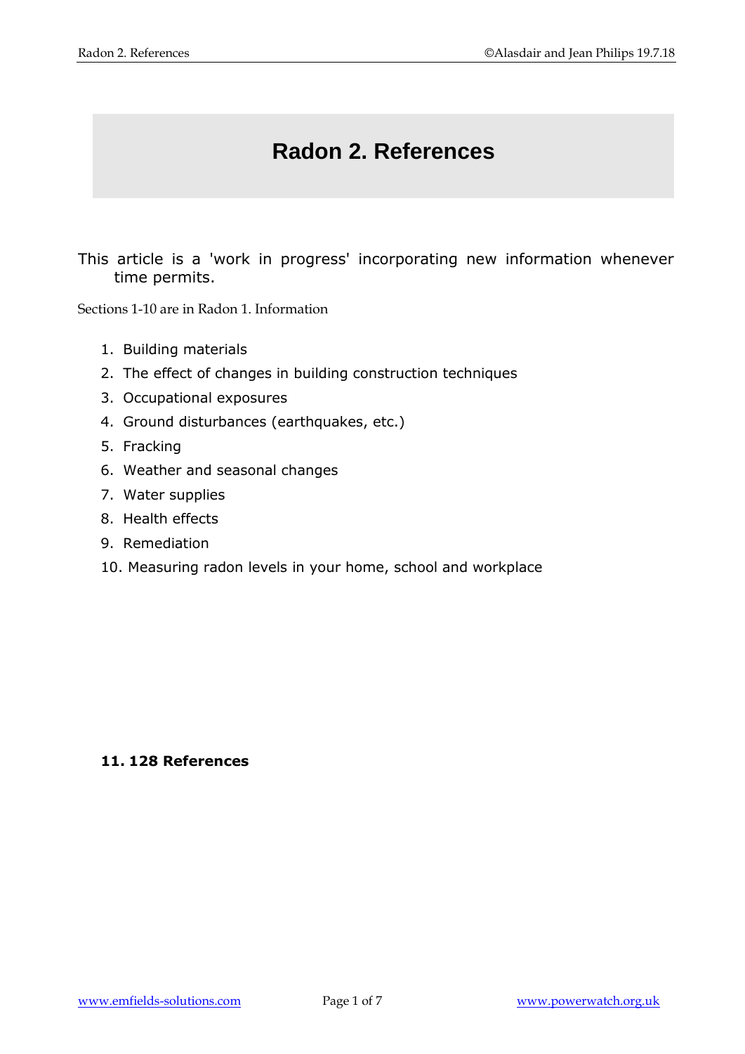# Radon 2. References

This article is a 'work in progress' incorporating new information whenever time permits.

Sections 1-10 are in Radon 1. Information

1. Building materials
2. The effect of changes in building construction techniques
3. Occupational exposures
4. Ground disturbances (earthquakes, etc.)
5. Fracking
6. Weather and seasonal changes
7. Water supplies
8. Health effects
9. Remediation
10. Measuring radon levels in your home, school and workplace

**11. 128 References**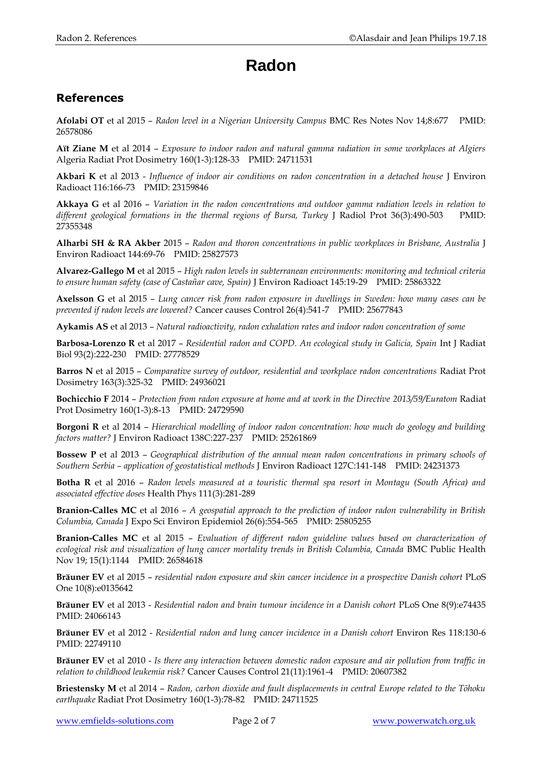# Radon

## References

**Afolabi OT** et al 2015 – *Radon level in a Nigerian University Campus* BMC Res Notes Nov 14;8:677 PMID: 26578086

**Aït Ziane M** et al 2014 – *Exposure to indoor radon and natural gamma radiation in some workplaces at Algiers* Algeria Radiat Prot Dosimetry 160(1-3):128-33 PMID: 24711531

**Akbari K** et al 2013 - *Influence of indoor air conditions on radon concentration in a detached house* J Environ Radioact 116:166-73 PMID: 23159846

**Akkaya G** et al 2016 – *Variation in the radon concentrations and outdoor gamma radiation levels in relation to different geological formations in the thermal regions of Bursa, Turkey* J Radiol Prot 36(3):490-503 PMID: 27355348

**Alharbi SH & RA Akber** 2015 – *Radon and thoron concentrations in public workplaces in Brisbane, Australia* J Environ Radioact 144:69-76 PMID: 25827573

**Alvarez-Gallego M** et al 2015 – *High radon levels in subterranean environments: monitoring and technical criteria to ensure human safety (case of Castañar cave, Spain)* J Environ Radioact 145:19-29 PMID: 25863322

**Axelsson G** et al 2015 – *Lung cancer risk from radon exposure in dwellings in Sweden: how many cases can be prevented if radon levels are lowered?* Cancer causes Control 26(4):541-7 PMID: 25677843

**Aykamis AS** et al 2013 – *Natural radioactivity, radon exhalation rates and indoor radon concentration of some*

**Barbosa-Lorenzo R** et al 2017 – *Residential radon and COPD. An ecological study in Galicia, Spain* Int J Radiat Biol 93(2):222-230 PMID: 27778529

**Barros N** et al 2015 – *Comparative survey of outdoor, residential and workplace radon concentrations* Radiat Prot Dosimetry 163(3):325-32 PMID: 24936021

**Bochicchio F** 2014 – *Protection from radon exposure at home and at work in the Directive 2013/59/Euratom* Radiat Prot Dosimetry 160(1-3):8-13 PMID: 24729590

**Borgoni R** et al 2014 – *Hierarchical modelling of indoor radon concentration: how much do geology and building factors matter?* J Environ Radioact 138C:227-237 PMID: 25261869

**Bossew P** et al 2013 – *Geographical distribution of the annual mean radon concentrations in primary schools of Southern Serbia – application of geostatistical methods* J Environ Radioact 127C:141-148 PMID: 24231373

**Botha R** et al 2016 – *Radon levels measured at a touristic thermal spa resort in Montagu (South Africa) and associated effective doses* Health Phys 111(3):281-289

**Branion-Calles MC** et al 2016 – *A geospatial approach to the prediction of indoor radon vulnerability in British Columbia, Canada* J Expo Sci Environ Epidemiol 26(6):554-565 PMID: 25805255

**Branion-Calles MC** et al 2015 – *Evaluation of different radon guideline values based on characterization of ecological risk and visualization of lung cancer mortality trends in British Columbia, Canada* BMC Public Health Nov 19; 15(1):1144 PMID: 26584618

**Bräuner EV** et al 2015 – *residential radon exposure and skin cancer incidence in a prospective Danish cohort* PLoS One 10(8):e0135642

**Bräuner EV** et al 2013 - *Residential radon and brain tumour incidence in a Danish cohort* PLoS One 8(9):e74435 PMID: 24066143

**Bräuner EV** et al 2012 - *Residential radon and lung cancer incidence in a Danish cohort* Environ Res 118:130-6 PMID: 22749110

**Bräuner EV** et al 2010 - *Is there any interaction between domestic radon exposure and air pollution from traffic in relation to childhood leukemia risk?* Cancer Causes Control 21(11):1961-4 PMID: 20607382

**Briestensky M** et al 2014 – *Radon, carbon dioxide and fault displacements in central Europe related to the Tōhoku earthquake* Radiat Prot Dosimetry 160(1-3):78-82 PMID: 24711525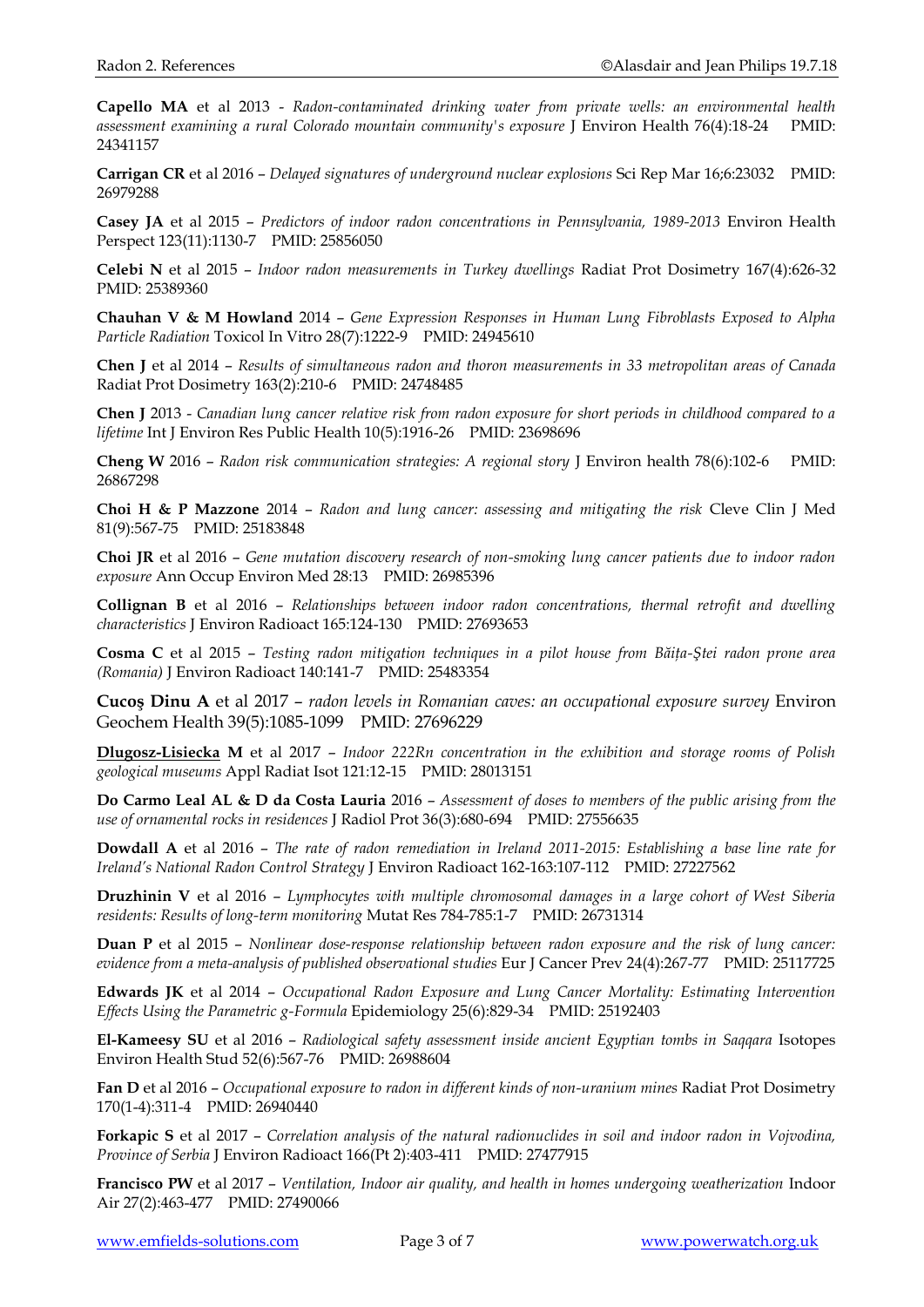**Capello MA** et al 2013 - *Radon-contaminated drinking water from private wells: an environmental health assessment examining a rural Colorado mountain community's exposure* J Environ Health 76(4):18-24 PMID: 24341157

**Carrigan CR** et al 2016 – *Delayed signatures of underground nuclear explosions* Sci Rep Mar 16;6:23032 PMID: 26979288

**Casey JA** et al 2015 – *Predictors of indoor radon concentrations in Pennsylvania, 1989-2013* Environ Health Perspect 123(11):1130-7 PMID: 25856050

**Celebi N** et al 2015 – *Indoor radon measurements in Turkey dwellings* Radiat Prot Dosimetry 167(4):626-32 PMID: 25389360

**Chauhan V & M Howland** 2014 – *Gene Expression Responses in Human Lung Fibroblasts Exposed to Alpha Particle Radiation* Toxicol In Vitro 28(7):1222-9 PMID: 24945610

**Chen J** et al 2014 – *Results of simultaneous radon and thoron measurements in 33 metropolitan areas of Canada* Radiat Prot Dosimetry 163(2):210-6 PMID: 24748485

**Chen J** 2013 - *Canadian lung cancer relative risk from radon exposure for short periods in childhood compared to a lifetime* Int J Environ Res Public Health 10(5):1916-26 PMID: 23698696

**Cheng W** 2016 – *Radon risk communication strategies: A regional story* J Environ health 78(6):102-6 PMID: 26867298

**Choi H & P Mazzone** 2014 – *Radon and lung cancer: assessing and mitigating the risk* Cleve Clin J Med 81(9):567-75 PMID: 25183848

**Choi JR** et al 2016 – *Gene mutation discovery research of non-smoking lung cancer patients due to indoor radon exposure* Ann Occup Environ Med 28:13 PMID: 26985396

**Collignan B** et al 2016 – *Relationships between indoor radon concentrations, thermal retrofit and dwelling characteristics* J Environ Radioact 165:124-130 PMID: 27693653

**Cosma C** et al 2015 – *Testing radon mitigation techniques in a pilot house from Băița-Ștei radon prone area (Romania)* J Environ Radioact 140:141-7 PMID: 25483354

**Cucoş Dinu A** et al 2017 – *radon levels in Romanian caves: an occupational exposure survey* Environ Geochem Health 39(5):1085-1099 PMID: 27696229

**Dlugosz-Lisiecka M** et al 2017 – *Indoor 222Rn concentration in the exhibition and storage rooms of Polish geological museums* Appl Radiat Isot 121:12-15 PMID: 28013151

**Do Carmo Leal AL & D da Costa Lauria** 2016 – *Assessment of doses to members of the public arising from the use of ornamental rocks in residences* J Radiol Prot 36(3):680-694 PMID: 27556635

**Dowdall A** et al 2016 – *The rate of radon remediation in Ireland 2011-2015: Establishing a base line rate for Ireland's National Radon Control Strategy* J Environ Radioact 162-163:107-112 PMID: 27227562

**Druzhinin V** et al 2016 – *Lymphocytes with multiple chromosomal damages in a large cohort of West Siberia residents: Results of long-term monitoring* Mutat Res 784-785:1-7 PMID: 26731314

**Duan P** et al 2015 – *Nonlinear dose-response relationship between radon exposure and the risk of lung cancer: evidence from a meta-analysis of published observational studies* Eur J Cancer Prev 24(4):267-77 PMID: 25117725

**Edwards JK** et al 2014 – *Occupational Radon Exposure and Lung Cancer Mortality: Estimating Intervention Effects Using the Parametric g-Formula* Epidemiology 25(6):829-34 PMID: 25192403

**El-Kameesy SU** et al 2016 – *Radiological safety assessment inside ancient Egyptian tombs in Saqqara* Isotopes Environ Health Stud 52(6):567-76 PMID: 26988604

**Fan D** et al 2016 – *Occupational exposure to radon in different kinds of non-uranium mines* Radiat Prot Dosimetry 170(1-4):311-4 PMID: 26940440

**Forkapic S** et al 2017 – *Correlation analysis of the natural radionuclides in soil and indoor radon in Vojvodina, Province of Serbia* J Environ Radioact 166(Pt 2):403-411 PMID: 27477915

**Francisco PW** et al 2017 – *Ventilation, Indoor air quality, and health in homes undergoing weatherization* Indoor Air 27(2):463-477 PMID: 27490066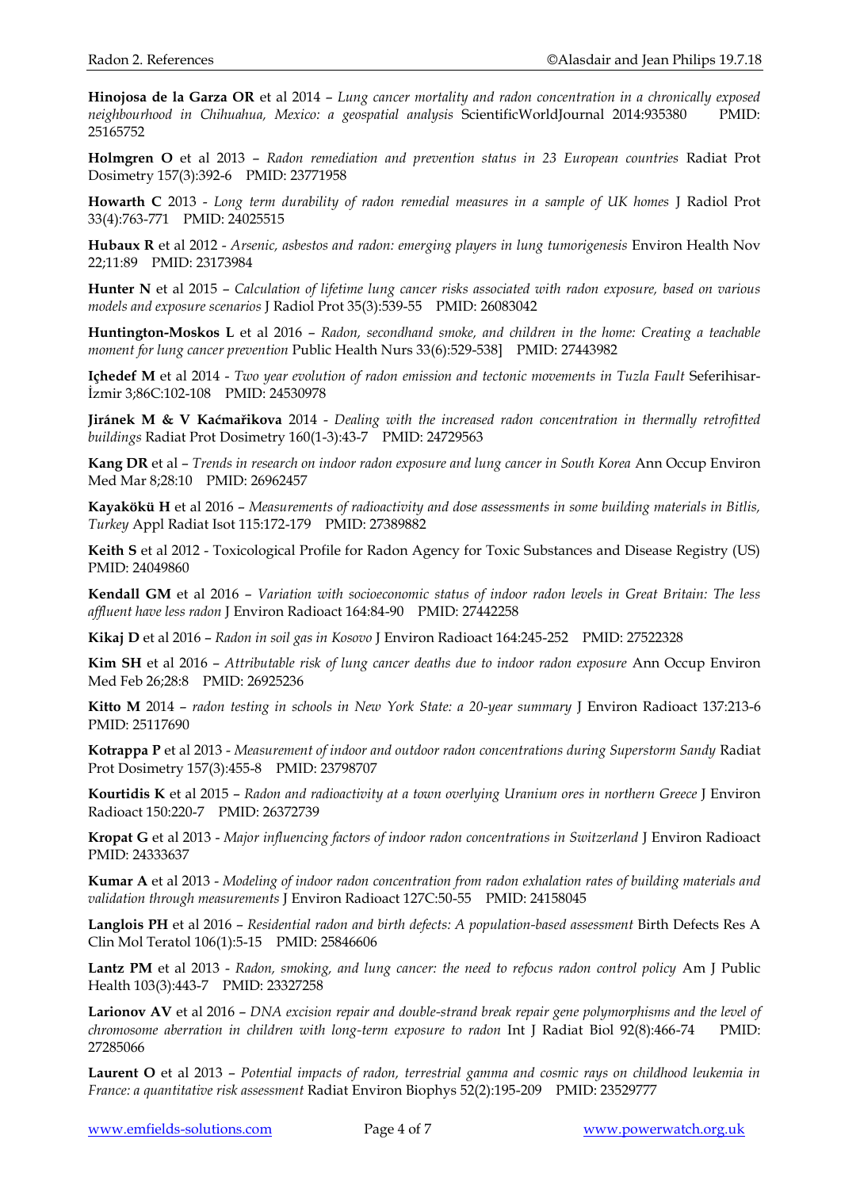**Hinojosa de la Garza OR** et al 2014 – *Lung cancer mortality and radon concentration in a chronically exposed neighbourhood in Chihuahua, Mexico: a geospatial analysis* ScientificWorldJournal 2014:935380 PMID: 25165752

**Holmgren O** et al 2013 – *Radon remediation and prevention status in 23 European countries* Radiat Prot Dosimetry 157(3):392-6 PMID: 23771958

**Howarth C** 2013 - *Long term durability of radon remedial measures in a sample of UK homes* J Radiol Prot 33(4):763-771 PMID: 24025515

**Hubaux R** et al 2012 - *Arsenic, asbestos and radon: emerging players in lung tumorigenesis* Environ Health Nov 22;11:89 PMID: 23173984

**Hunter N** et al 2015 – *Calculation of lifetime lung cancer risks associated with radon exposure, based on various models and exposure scenarios* J Radiol Prot 35(3):539-55 PMID: 26083042

**Huntington-Moskos L** et al 2016 – *Radon, secondhand smoke, and children in the home: Creating a teachable moment for lung cancer prevention* Public Health Nurs 33(6):529-538] PMID: 27443982

**Içhedef M** et al 2014 - *Two year evolution of radon emission and tectonic movements in Tuzla Fault* Seferihisar-İzmir 3;86C:102-108 PMID: 24530978

**Jiránek M & V Kaćmařikova** 2014 - *Dealing with the increased radon concentration in thermally retrofitted buildings* Radiat Prot Dosimetry 160(1-3):43-7 PMID: 24729563

**Kang DR** et al – *Trends in research on indoor radon exposure and lung cancer in South Korea* Ann Occup Environ Med Mar 8;28:10 PMID: 26962457

**Kayakökü H** et al 2016 – *Measurements of radioactivity and dose assessments in some building materials in Bitlis, Turkey* Appl Radiat Isot 115:172-179 PMID: 27389882

**Keith S** et al 2012 - Toxicological Profile for Radon Agency for Toxic Substances and Disease Registry (US) PMID: 24049860

**Kendall GM** et al 2016 – *Variation with socioeconomic status of indoor radon levels in Great Britain: The less affluent have less radon* J Environ Radioact 164:84-90 PMID: 27442258

**Kikaj D** et al 2016 – *Radon in soil gas in Kosovo* J Environ Radioact 164:245-252 PMID: 27522328

**Kim SH** et al 2016 – *Attributable risk of lung cancer deaths due to indoor radon exposure* Ann Occup Environ Med Feb 26;28:8 PMID: 26925236

**Kitto M** 2014 – *radon testing in schools in New York State: a 20-year summary* J Environ Radioact 137:213-6 PMID: 25117690

**Kotrappa P** et al 2013 - *Measurement of indoor and outdoor radon concentrations during Superstorm Sandy* Radiat Prot Dosimetry 157(3):455-8 PMID: 23798707

**Kourtidis K** et al 2015 – *Radon and radioactivity at a town overlying Uranium ores in northern Greece* J Environ Radioact 150:220-7 PMID: 26372739

**Kropat G** et al 2013 - *Major influencing factors of indoor radon concentrations in Switzerland* J Environ Radioact PMID: 24333637

**Kumar A** et al 2013 - *Modeling of indoor radon concentration from radon exhalation rates of building materials and validation through measurements* J Environ Radioact 127C:50-55 PMID: 24158045

**Langlois PH** et al 2016 – *Residential radon and birth defects: A population-based assessment* Birth Defects Res A Clin Mol Teratol 106(1):5-15 PMID: 25846606

**Lantz PM** et al 2013 - *Radon, smoking, and lung cancer: the need to refocus radon control policy* Am J Public Health 103(3):443-7 PMID: 23327258

**Larionov AV** et al 2016 – *DNA excision repair and double-strand break repair gene polymorphisms and the level of chromosome aberration in children with long-term exposure to radon* Int J Radiat Biol 92(8):466-74 PMID: 27285066

**Laurent O** et al 2013 – *Potential impacts of radon, terrestrial gamma and cosmic rays on childhood leukemia in France: a quantitative risk assessment* Radiat Environ Biophys 52(2):195-209 PMID: 23529777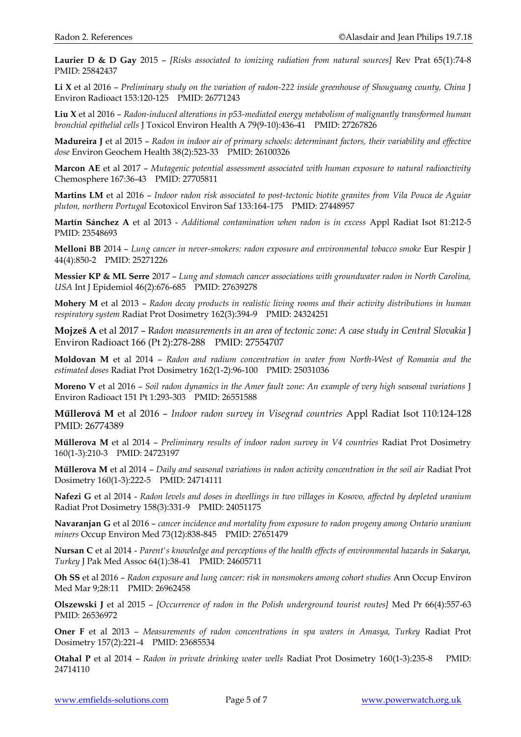**Laurier D & D Gay** 2015 – *[Risks associated to ionizing radiation from natural sources]* Rev Prat 65(1):74-8 PMID: 25842437

**Li X** et al 2016 – *Preliminary study on the variation of radon-222 inside greenhouse of Shouguang county, China* J Environ Radioact 153:120-125 PMID: 26771243

**Liu X** et al 2016 – *Radon-induced alterations in p53-mediated energy metabolism of malignantly transformed human bronchial epithelial cells* J Toxicol Environ Health A 79(9-10):436-41 PMID: 27267826

**Madureira J** et al 2015 – *Radon in indoor air of primary schools: determinant factors, their variability and effective dose* Environ Geochem Health 38(2):523-33 PMID: 26100326

**Marcon AE** et al 2017 – *Mutagenic potential assessment associated with human exposure to natural radioactivity* Chemosphere 167:36-43 PMID: 27705811

**Martins LM** et al 2016 – *Indoor radon risk associated to post-tectonic biotite granites from Vila Pouca de Aguiar pluton, northern Portugal* Ecotoxicol Environ Saf 133:164-175 PMID: 27448957

**Martín Sánchez A** et al 2013 - *Additional contamination when radon is in excess* Appl Radiat Isot 81:212-5 PMID: 23548693

**Melloni BB** 2014 – *Lung cancer in never-smokers: radon exposure and environmental tobacco smoke* Eur Respir J 44(4):850-2 PMID: 25271226

**Messier KP & ML Serre** 2017 – *Lung and stomach cancer associations with groundwater radon in North Carolina, USA* Int J Epidemiol 46(2):676-685 PMID: 27639278

**Mohery M** et al 2013 – *Radon decay products in realistic living rooms and their activity distributions in human respiratory system* Radiat Prot Dosimetry 162(3):394-9 PMID: 24324251

**Mojzeš A** et al 2017 – R*adon measurements in an area of tectonic zone: A case study in Central Slovakia* J Environ Radioact 166 (Pt 2):278-288 PMID: 27554707

**Moldovan M** et al 2014 – *Radon and radium concentration in water from North-West of Romania and the estimated doses* Radiat Prot Dosimetry 162(1-2):96-100 PMID: 25031036

**Moreno V** et al 2016 – *Soil radon dynamics in the Amer fault zone: An example of very high seasonal variations* J Environ Radioact 151 Pt 1:293-303 PMID: 26551588

**Műllerová M** et al 2016 – *Indoor radon survey in Visegrad countries* Appl Radiat Isot 110:124-128 PMID: 26774389

**Műllerova M** et al 2014 – *Preliminary results of indoor radon survey in V4 countries* Radiat Prot Dosimetry 160(1-3):210-3 PMID: 24723197

**Műllerova M** et al 2014 – *Daily and seasonal variations in radon activity concentration in the soil air* Radiat Prot Dosimetry 160(1-3):222-5 PMID: 24714111

**Nafezi G** et al 2014 - *Radon levels and doses in dwellings in two villages in Kosovo, affected by depleted uranium* Radiat Prot Dosimetry 158(3):331-9 PMID: 24051175

**Navaranjan G** et al 2016 – *cancer incidence and mortality from exposure to radon progeny among Ontario uranium miners* Occup Environ Med 73(12):838-845 PMID: 27651479

**Nursan C** et al 2014 - *Parent's knowledge and perceptions of the health effects of environmental hazards in Sakarya, Turkey* J Pak Med Assoc 64(1):38-41 PMID: 24605711

**Oh SS** et al 2016 – *Radon exposure and lung cancer: risk in nonsmokers among cohort studies* Ann Occup Environ Med Mar 9;28:11 PMID: 26962458

**Olszewski J** et al 2015 – *[Occurrence of radon in the Polish underground tourist routes]* Med Pr 66(4):557-63 PMID: 26536972

**Oner F** et al 2013 – *Measurements of radon concentrations in spa waters in Amasya, Turkey* Radiat Prot Dosimetry 157(2):221-4 PMID: 23685534

**Otahal P** et al 2014 – *Radon in private drinking water wells* Radiat Prot Dosimetry 160(1-3):235-8 PMID: 24714110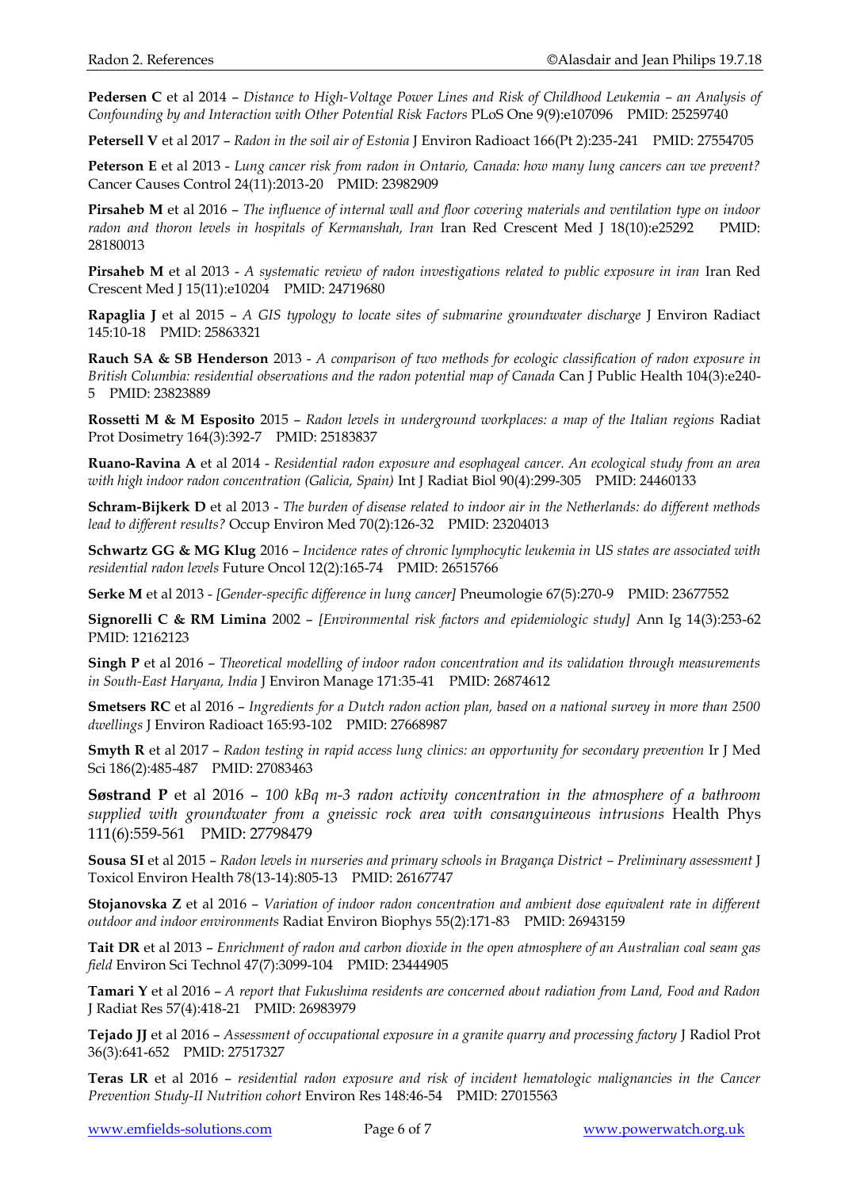**Pedersen C** et al 2014 – *Distance to High-Voltage Power Lines and Risk of Childhood Leukemia – an Analysis of Confounding by and Interaction with Other Potential Risk Factors* PLoS One 9(9):e107096 PMID: 25259740

**Petersell V** et al 2017 – *Radon in the soil air of Estonia* J Environ Radioact 166(Pt 2):235-241 PMID: 27554705

**Peterson E** et al 2013 - *Lung cancer risk from radon in Ontario, Canada: how many lung cancers can we prevent?* Cancer Causes Control 24(11):2013-20 PMID: 23982909

**Pirsaheb M** et al 2016 – *The influence of internal wall and floor covering materials and ventilation type on indoor radon and thoron levels in hospitals of Kermanshah, Iran* Iran Red Crescent Med J 18(10):e25292 PMID: 28180013

**Pirsaheb M** et al 2013 - *A systematic review of radon investigations related to public exposure in iran* Iran Red Crescent Med J 15(11):e10204 PMID: 24719680

**Rapaglia J** et al 2015 – *A GIS typology to locate sites of submarine groundwater discharge* J Environ Radiact 145:10-18 PMID: 25863321

**Rauch SA & SB Henderson** 2013 - *A comparison of two methods for ecologic classification of radon exposure in British Columbia: residential observations and the radon potential map of Canada* Can J Public Health 104(3):e240-5 PMID: 23823889

**Rossetti M & M Esposito** 2015 – *Radon levels in underground workplaces: a map of the Italian regions* Radiat Prot Dosimetry 164(3):392-7 PMID: 25183837

**Ruano-Ravina A** et al 2014 - *Residential radon exposure and esophageal cancer. An ecological study from an area with high indoor radon concentration (Galicia, Spain)* Int J Radiat Biol 90(4):299-305 PMID: 24460133

**Schram-Bijkerk D** et al 2013 - *The burden of disease related to indoor air in the Netherlands: do different methods lead to different results?* Occup Environ Med 70(2):126-32 PMID: 23204013

**Schwartz GG & MG Klug** 2016 – *Incidence rates of chronic lymphocytic leukemia in US states are associated with residential radon levels* Future Oncol 12(2):165-74 PMID: 26515766

**Serke M** et al 2013 - *[Gender-specific difference in lung cancer]* Pneumologie 67(5):270-9 PMID: 23677552

**Signorelli C & RM Limina** 2002 – *[Environmental risk factors and epidemiologic study]* Ann Ig 14(3):253-62 PMID: 12162123

**Singh P** et al 2016 – *Theoretical modelling of indoor radon concentration and its validation through measurements in South-East Haryana, India* J Environ Manage 171:35-41 PMID: 26874612

**Smetsers RC** et al 2016 – *Ingredients for a Dutch radon action plan, based on a national survey in more than 2500 dwellings* J Environ Radioact 165:93-102 PMID: 27668987

**Smyth R** et al 2017 – *Radon testing in rapid access lung clinics: an opportunity for secondary prevention* Ir J Med Sci 186(2):485-487 PMID: 27083463

**Søstrand P** et al 2016 – *100 kBq m-3 radon activity concentration in the atmosphere of a bathroom supplied with groundwater from a gneissic rock area with consanguineous intrusions* Health Phys 111(6):559-561 PMID: 27798479

**Sousa SI** et al 2015 – *Radon levels in nurseries and primary schools in Bragança District – Preliminary assessment* J Toxicol Environ Health 78(13-14):805-13 PMID: 26167747

**Stojanovska Z** et al 2016 – *Variation of indoor radon concentration and ambient dose equivalent rate in different outdoor and indoor environments* Radiat Environ Biophys 55(2):171-83 PMID: 26943159

**Tait DR** et al 2013 – *Enrichment of radon and carbon dioxide in the open atmosphere of an Australian coal seam gas field* Environ Sci Technol 47(7):3099-104 PMID: 23444905

**Tamari Y** et al 2016 – *A report that Fukushima residents are concerned about radiation from Land, Food and Radon* J Radiat Res 57(4):418-21 PMID: 26983979

**Tejado JJ** et al 2016 – *Assessment of occupational exposure in a granite quarry and processing factory* J Radiol Prot 36(3):641-652 PMID: 27517327

**Teras LR** et al 2016 – *residential radon exposure and risk of incident hematologic malignancies in the Cancer Prevention Study-II Nutrition cohort* Environ Res 148:46-54 PMID: 27015563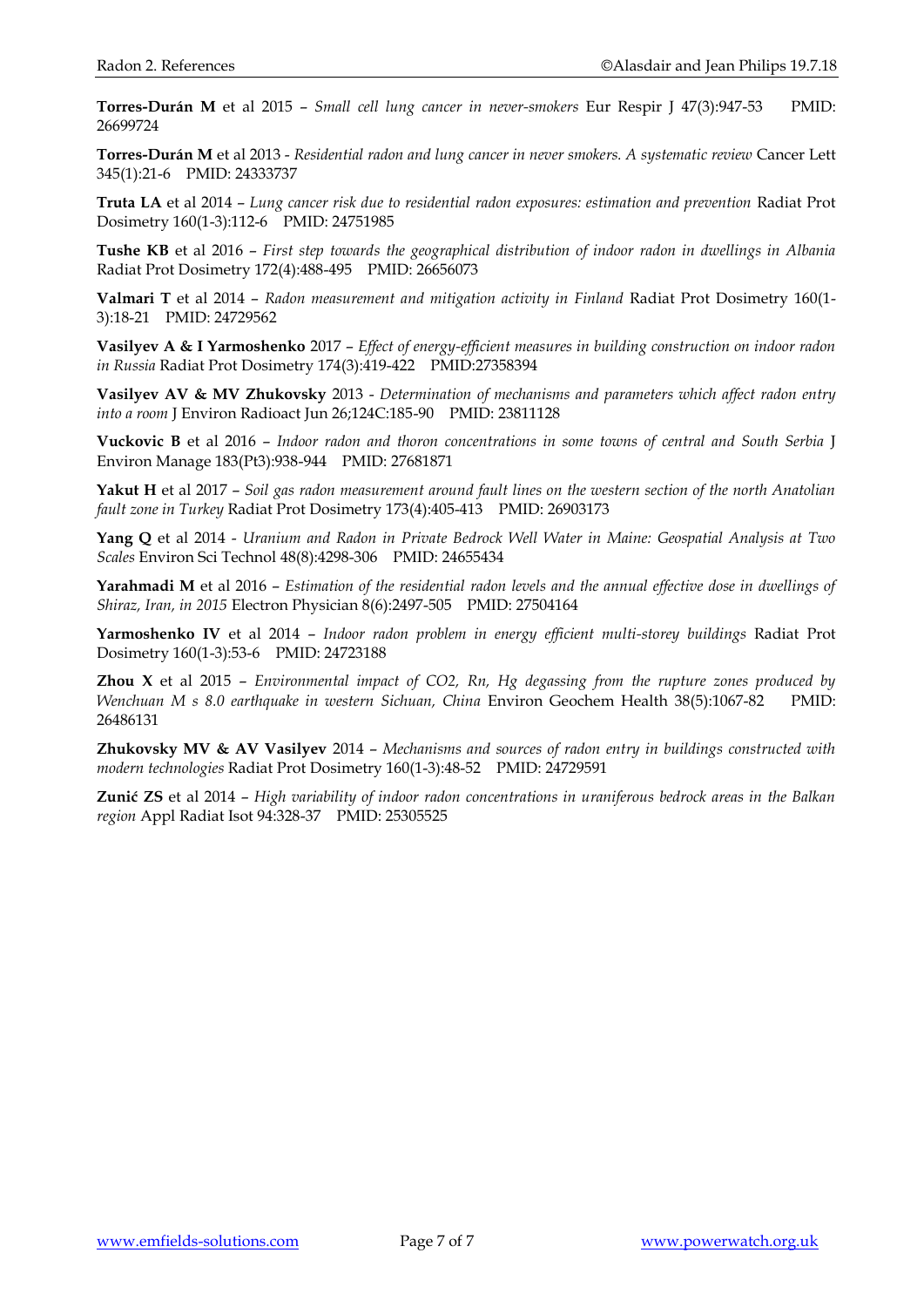**Torres-Durán M** et al 2015 – *Small cell lung cancer in never-smokers* Eur Respir J 47(3):947-53 PMID: 26699724

**Torres-Durán M** et al 2013 - *Residential radon and lung cancer in never smokers. A systematic review* Cancer Lett 345(1):21-6 PMID: 24333737

**Truta LA** et al 2014 – *Lung cancer risk due to residential radon exposures: estimation and prevention* Radiat Prot Dosimetry 160(1-3):112-6 PMID: 24751985

**Tushe KB** et al 2016 – *First step towards the geographical distribution of indoor radon in dwellings in Albania* Radiat Prot Dosimetry 172(4):488-495 PMID: 26656073

**Valmari T** et al 2014 – *Radon measurement and mitigation activity in Finland* Radiat Prot Dosimetry 160(1-3):18-21 PMID: 24729562

**Vasilyev A & I Yarmoshenko** 2017 – *Effect of energy-efficient measures in building construction on indoor radon in Russia* Radiat Prot Dosimetry 174(3):419-422 PMID:27358394

**Vasilyev AV & MV Zhukovsky** 2013 - *Determination of mechanisms and parameters which affect radon entry into a room* J Environ Radioact Jun 26;124C:185-90 PMID: 23811128

**Vuckovic B** et al 2016 – *Indoor radon and thoron concentrations in some towns of central and South Serbia* J Environ Manage 183(Pt3):938-944 PMID: 27681871

**Yakut H** et al 2017 – *Soil gas radon measurement around fault lines on the western section of the north Anatolian fault zone in Turkey* Radiat Prot Dosimetry 173(4):405-413 PMID: 26903173

**Yang Q** et al 2014 - *Uranium and Radon in Private Bedrock Well Water in Maine: Geospatial Analysis at Two Scales* Environ Sci Technol 48(8):4298-306 PMID: 24655434

**Yarahmadi M** et al 2016 – *Estimation of the residential radon levels and the annual effective dose in dwellings of Shiraz, Iran, in 2015* Electron Physician 8(6):2497-505 PMID: 27504164

**Yarmoshenko IV** et al 2014 – *Indoor radon problem in energy efficient multi-storey buildings* Radiat Prot Dosimetry 160(1-3):53-6 PMID: 24723188

**Zhou X** et al 2015 – *Environmental impact of CO2, Rn, Hg degassing from the rupture zones produced by Wenchuan M s 8.0 earthquake in western Sichuan, China* Environ Geochem Health 38(5):1067-82 PMID: 26486131

**Zhukovsky MV & AV Vasilyev** 2014 – *Mechanisms and sources of radon entry in buildings constructed with modern technologies* Radiat Prot Dosimetry 160(1-3):48-52 PMID: 24729591

**Zunić ZS** et al 2014 – *High variability of indoor radon concentrations in uraniferous bedrock areas in the Balkan region* Appl Radiat Isot 94:328-37 PMID: 25305525